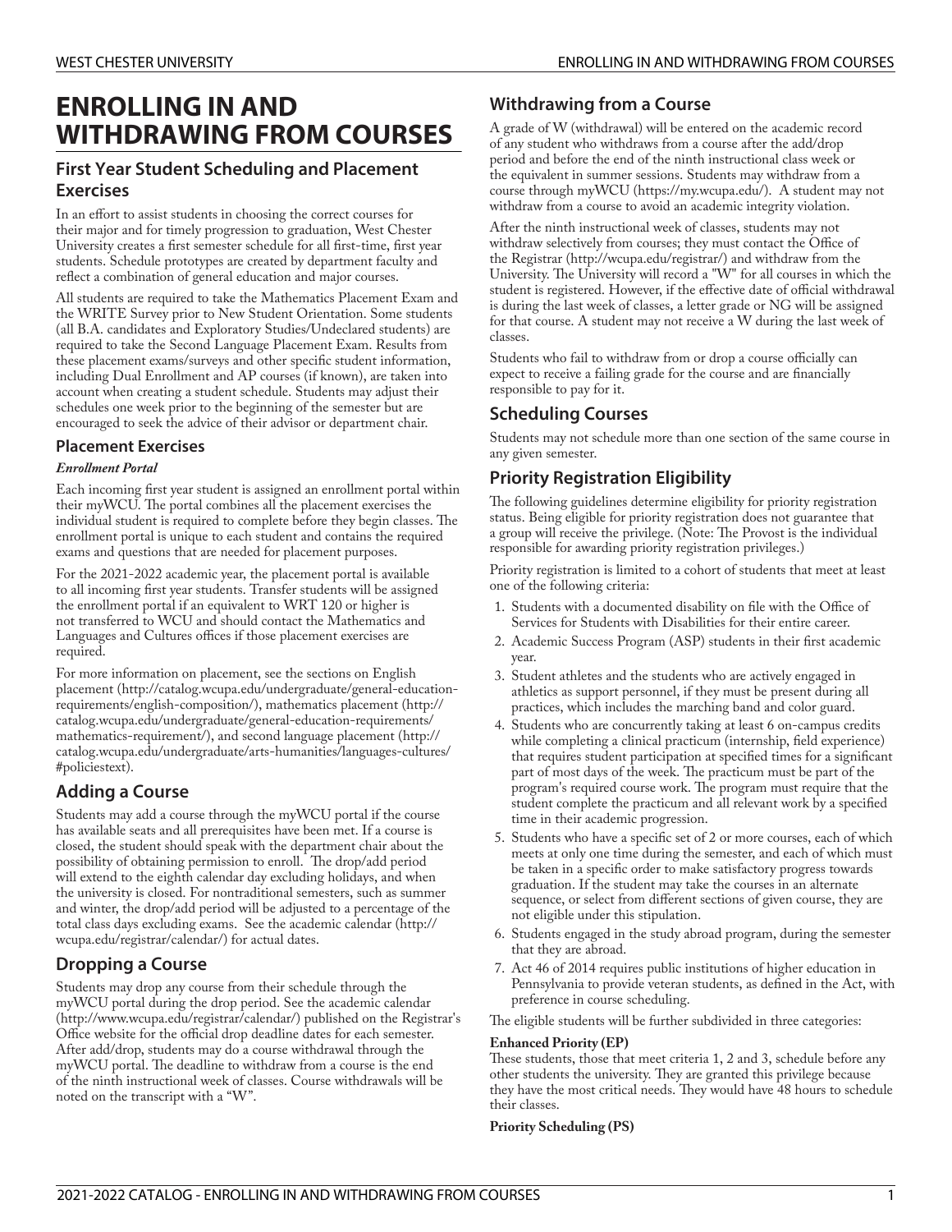# ENROLLING IN AND WITHDRAWING FROM COURSES

## First Year Student Scheduling and Placement Exercises

In an effort to assist students in choosing the correct courses for their major and for timely progression to graduation, West Chester University creates a first semester schedule for all first-time, first year students. Schedule prototypes are created by department faculty and reflect a combination of general education and major courses.

All students are required to take the Mathematics Placement Exam and the WRITE Survey prior to New Student Orientation. Some students (all B.A. candidates and Exploratory Studies/Undeclared students) are required to take the Second Language Placement Exam. Results from these placement exams/surveys and other specific student information, including Dual Enrollment and AP courses (if known), are taken into account when creating a student schedule. Students may adjust their schedules one week prior to the beginning of the semester but are encouraged to seek the advice of their advisor or department chair.

### Placement Exercises

***Enrollment Portal***

Each incoming first year student is assigned an enrollment portal within their myWCU. The portal combines all the placement exercises the individual student is required to complete before they begin classes. The enrollment portal is unique to each student and contains the required exams and questions that are needed for placement purposes.

For the 2021-2022 academic year, the placement portal is available to all incoming first year students. Transfer students will be assigned the enrollment portal if an equivalent to WRT 120 or higher is not transferred to WCU and should contact the Mathematics and Languages and Cultures offices if those placement exercises are required.

For more information on placement, see the sections on English placement (http://catalog.wcupa.edu/undergraduate/general-education-requirements/english-composition/), mathematics placement (http://catalog.wcupa.edu/undergraduate/general-education-requirements/mathematics-requirement/), and second language placement (http://catalog.wcupa.edu/undergraduate/arts-humanities/languages-cultures/#policiestext).

## Adding a Course

Students may add a course through the myWCU portal if the course has available seats and all prerequisites have been met. If a course is closed, the student should speak with the department chair about the possibility of obtaining permission to enroll. The drop/add period will extend to the eighth calendar day excluding holidays, and when the university is closed. For nontraditional semesters, such as summer and winter, the drop/add period will be adjusted to a percentage of the total class days excluding exams. See the academic calendar (http://wcupa.edu/registrar/calendar/) for actual dates.

## Dropping a Course

Students may drop any course from their schedule through the myWCU portal during the drop period. See the academic calendar (http://www.wcupa.edu/registrar/calendar/) published on the Registrar's Office website for the official drop deadline dates for each semester. After add/drop, students may do a course withdrawal through the myWCU portal. The deadline to withdraw from a course is the end of the ninth instructional week of classes. Course withdrawals will be noted on the transcript with a "W".

## Withdrawing from a Course

A grade of W (withdrawal) will be entered on the academic record of any student who withdraws from a course after the add/drop period and before the end of the ninth instructional class week or the equivalent in summer sessions. Students may withdraw from a course through myWCU (https://my.wcupa.edu/). A student may not withdraw from a course to avoid an academic integrity violation.

After the ninth instructional week of classes, students may not withdraw selectively from courses; they must contact the Office of the Registrar (http://wcupa.edu/registrar/) and withdraw from the University. The University will record a "W" for all courses in which the student is registered. However, if the effective date of official withdrawal is during the last week of classes, a letter grade or NG will be assigned for that course. A student may not receive a W during the last week of classes.

Students who fail to withdraw from or drop a course officially can expect to receive a failing grade for the course and are financially responsible to pay for it.

## Scheduling Courses

Students may not schedule more than one section of the same course in any given semester.

## Priority Registration Eligibility

The following guidelines determine eligibility for priority registration status. Being eligible for priority registration does not guarantee that a group will receive the privilege. (Note: The Provost is the individual responsible for awarding priority registration privileges.)

Priority registration is limited to a cohort of students that meet at least one of the following criteria:

1. Students with a documented disability on file with the Office of Services for Students with Disabilities for their entire career.
2. Academic Success Program (ASP) students in their first academic year.
3. Student athletes and the students who are actively engaged in athletics as support personnel, if they must be present during all practices, which includes the marching band and color guard.
4. Students who are concurrently taking at least 6 on-campus credits while completing a clinical practicum (internship, field experience) that requires student participation at specified times for a significant part of most days of the week. The practicum must be part of the program's required course work. The program must require that the student complete the practicum and all relevant work by a specified time in their academic progression.
5. Students who have a specific set of 2 or more courses, each of which meets at only one time during the semester, and each of which must be taken in a specific order to make satisfactory progress towards graduation. If the student may take the courses in an alternate sequence, or select from different sections of given course, they are not eligible under this stipulation.
6. Students engaged in the study abroad program, during the semester that they are abroad.
7. Act 46 of 2014 requires public institutions of higher education in Pennsylvania to provide veteran students, as defined in the Act, with preference in course scheduling.

The eligible students will be further subdivided in three categories:

**Enhanced Priority (EP)**
These students, those that meet criteria 1, 2 and 3, schedule before any other students the university. They are granted this privilege because they have the most critical needs. They would have 48 hours to schedule their classes.

**Priority Scheduling (PS)**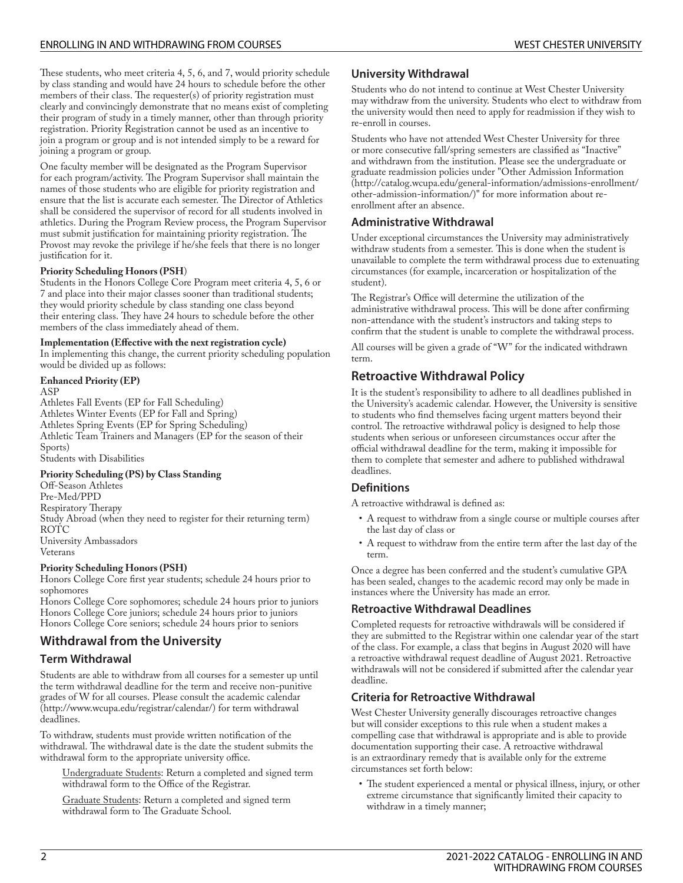These students, who meet criteria 4, 5, 6, and 7, would priority schedule by class standing and would have 24 hours to schedule before the other members of their class. The requester(s) of priority registration must clearly and convincingly demonstrate that no means exist of completing their program of study in a timely manner, other than through priority registration. Priority Registration cannot be used as an incentive to join a program or group and is not intended simply to be a reward for joining a program or group.

One faculty member will be designated as the Program Supervisor for each program/activity. The Program Supervisor shall maintain the names of those students who are eligible for priority registration and ensure that the list is accurate each semester. The Director of Athletics shall be considered the supervisor of record for all students involved in athletics. During the Program Review process, the Program Supervisor must submit justification for maintaining priority registration. The Provost may revoke the privilege if he/she feels that there is no longer justification for it.

**Priority Scheduling Honors (PSH**)
Students in the Honors College Core Program meet criteria 4, 5, 6 or 7 and place into their major classes sooner than traditional students; they would priority schedule by class standing one class beyond their entering class. They have 24 hours to schedule before the other members of the class immediately ahead of them.

**Implementation (Effective with the next registration cycle)**
In implementing this change, the current priority scheduling population would be divided up as follows:

**Enhanced Priority (EP)**
ASP
Athletes Fall Events (EP for Fall Scheduling)
Athletes Winter Events (EP for Fall and Spring)
Athletes Spring Events (EP for Spring Scheduling)
Athletic Team Trainers and Managers (EP for the season of their Sports)
Students with Disabilities

**Priority Scheduling (PS) by Class Standing**
Off-Season Athletes
Pre-Med/PPD
Respiratory Therapy
Study Abroad (when they need to register for their returning term)
ROTC
University Ambassadors
Veterans

**Priority Scheduling Honors (PSH)**
Honors College Core first year students; schedule 24 hours prior to sophomores
Honors College Core sophomores; schedule 24 hours prior to juniors
Honors College Core juniors; schedule 24 hours prior to juniors
Honors College Core seniors; schedule 24 hours prior to seniors

## Withdrawal from the University

### Term Withdrawal

Students are able to withdraw from all courses for a semester up until the term withdrawal deadline for the term and receive non-punitive grades of W for all courses. Please consult the academic calendar (http://www.wcupa.edu/registrar/calendar/) for term withdrawal deadlines.

To withdraw, students must provide written notification of the withdrawal. The withdrawal date is the date the student submits the withdrawal form to the appropriate university office.

Undergraduate Students: Return a completed and signed term withdrawal form to the Office of the Registrar.

Graduate Students: Return a completed and signed term withdrawal form to The Graduate School.

### University Withdrawal

Students who do not intend to continue at West Chester University may withdraw from the university. Students who elect to withdraw from the university would then need to apply for readmission if they wish to re-enroll in courses.

Students who have not attended West Chester University for three or more consecutive fall/spring semesters are classified as "Inactive" and withdrawn from the institution. Please see the undergraduate or graduate readmission policies under "Other Admission Information (http://catalog.wcupa.edu/general-information/admissions-enrollment/other-admission-information/)" for more information about re-enrollment after an absence.

### Administrative Withdrawal

Under exceptional circumstances the University may administratively withdraw students from a semester. This is done when the student is unavailable to complete the term withdrawal process due to extenuating circumstances (for example, incarceration or hospitalization of the student).

The Registrar's Office will determine the utilization of the administrative withdrawal process. This will be done after confirming non-attendance with the student's instructors and taking steps to confirm that the student is unable to complete the withdrawal process.

All courses will be given a grade of "W" for the indicated withdrawn term.

## Retroactive Withdrawal Policy

It is the student's responsibility to adhere to all deadlines published in the University's academic calendar. However, the University is sensitive to students who find themselves facing urgent matters beyond their control. The retroactive withdrawal policy is designed to help those students when serious or unforeseen circumstances occur after the official withdrawal deadline for the term, making it impossible for them to complete that semester and adhere to published withdrawal deadlines.

### Definitions

A retroactive withdrawal is defined as:

- A request to withdraw from a single course or multiple courses after the last day of class or
- A request to withdraw from the entire term after the last day of the term.

Once a degree has been conferred and the student's cumulative GPA has been sealed, changes to the academic record may only be made in instances where the University has made an error.

### Retroactive Withdrawal Deadlines

Completed requests for retroactive withdrawals will be considered if they are submitted to the Registrar within one calendar year of the start of the class. For example, a class that begins in August 2020 will have a retroactive withdrawal request deadline of August 2021. Retroactive withdrawals will not be considered if submitted after the calendar year deadline.

### Criteria for Retroactive Withdrawal

West Chester University generally discourages retroactive changes but will consider exceptions to this rule when a student makes a compelling case that withdrawal is appropriate and is able to provide documentation supporting their case. A retroactive withdrawal is an extraordinary remedy that is available only for the extreme circumstances set forth below:

- The student experienced a mental or physical illness, injury, or other extreme circumstance that significantly limited their capacity to withdraw in a timely manner;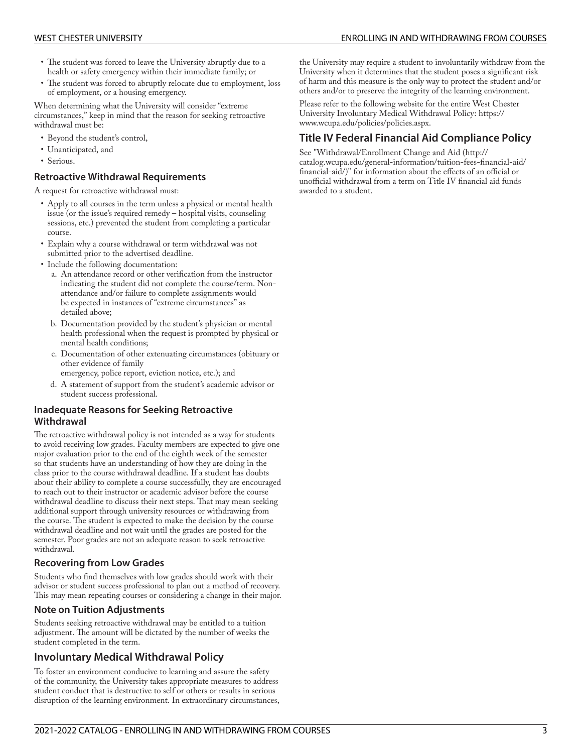- The student was forced to leave the University abruptly due to a health or safety emergency within their immediate family; or
- The student was forced to abruptly relocate due to employment, loss of employment, or a housing emergency.

When determining what the University will consider "extreme circumstances," keep in mind that the reason for seeking retroactive withdrawal must be:

- Beyond the student's control,
- Unanticipated, and
- Serious.

### Retroactive Withdrawal Requirements

A request for retroactive withdrawal must:

- Apply to all courses in the term unless a physical or mental health issue (or the issue's required remedy – hospital visits, counseling sessions, etc.) prevented the student from completing a particular course.
- Explain why a course withdrawal or term withdrawal was not submitted prior to the advertised deadline.
- Include the following documentation:
  a. An attendance record or other verification from the instructor indicating the student did not complete the course/term. Non-attendance and/or failure to complete assignments would be expected in instances of "extreme circumstances" as detailed above;
  b. Documentation provided by the student's physician or mental health professional when the request is prompted by physical or mental health conditions;
  c. Documentation of other extenuating circumstances (obituary or other evidence of family emergency, police report, eviction notice, etc.); and
  d. A statement of support from the student's academic advisor or student success professional.

### Inadequate Reasons for Seeking Retroactive Withdrawal

The retroactive withdrawal policy is not intended as a way for students to avoid receiving low grades. Faculty members are expected to give one major evaluation prior to the end of the eighth week of the semester so that students have an understanding of how they are doing in the class prior to the course withdrawal deadline. If a student has doubts about their ability to complete a course successfully, they are encouraged to reach out to their instructor or academic advisor before the course withdrawal deadline to discuss their next steps. That may mean seeking additional support through university resources or withdrawing from the course. The student is expected to make the decision by the course withdrawal deadline and not wait until the grades are posted for the semester. Poor grades are not an adequate reason to seek retroactive withdrawal.

### Recovering from Low Grades

Students who find themselves with low grades should work with their advisor or student success professional to plan out a method of recovery. This may mean repeating courses or considering a change in their major.

### Note on Tuition Adjustments

Students seeking retroactive withdrawal may be entitled to a tuition adjustment. The amount will be dictated by the number of weeks the student completed in the term.

## Involuntary Medical Withdrawal Policy

To foster an environment conducive to learning and assure the safety of the community, the University takes appropriate measures to address student conduct that is destructive to self or others or results in serious disruption of the learning environment. In extraordinary circumstances, the University may require a student to involuntarily withdraw from the University when it determines that the student poses a significant risk of harm and this measure is the only way to protect the student and/or others and/or to preserve the integrity of the learning environment.

Please refer to the following website for the entire West Chester University Involuntary Medical Withdrawal Policy: https://www.wcupa.edu/policies/policies.aspx.

## Title IV Federal Financial Aid Compliance Policy

See "Withdrawal/Enrollment Change and Aid (http://catalog.wcupa.edu/general-information/tuition-fees-financial-aid/financial-aid/)" for information about the effects of an official or unofficial withdrawal from a term on Title IV financial aid funds awarded to a student.